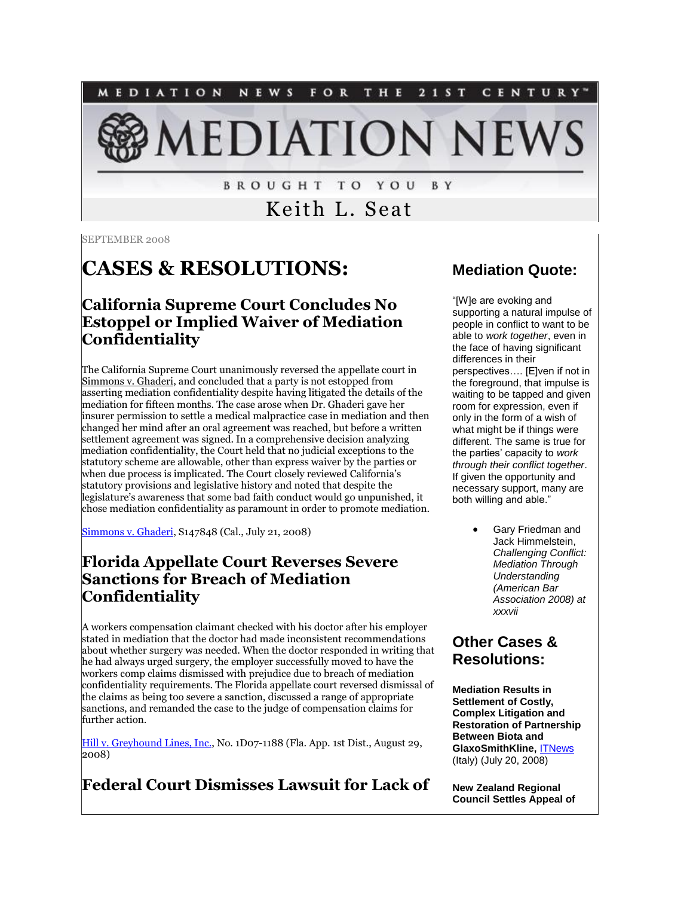MEDIATION NEWS FOR THE 21ST CENTURY™

# MEDIATION NEWS

BROUGHT TO YOU BY

Keith L. Seat

SEPTEMBER 2008

# CASES & RESOLUTIONS:

## California Supreme Court Concludes No Estoppel or Implied Waiver of Mediation Confidentiality

The California Supreme Court unanimously reversed the appellate court in Simmons v. Ghaderi, and concluded that a party is not estopped from asserting mediation confidentiality despite having litigated the details of the mediation for fifteen months. The case arose when Dr. Ghaderi gave her insurer permission to settle a medical malpractice case in mediation and then changed her mind after an oral agreement was reached, but before a written settlement agreement was signed. In a comprehensive decision analyzing mediation confidentiality, the Court held that no judicial exceptions to the statutory scheme are allowable, other than express waiver by the parties or when due process is implicated. The Court closely reviewed California's statutory provisions and legislative history and noted that despite the legislature's awareness that some bad faith conduct would go unpunished, it chose mediation confidentiality as paramount in order to promote mediation.

Simmons v. Ghaderi, S147848 (Cal., July 21, 2008)

## Florida Appellate Court Reverses Severe Sanctions for Breach of Mediation Confidentiality

A workers compensation claimant checked with his doctor after his employer stated in mediation that the doctor had made inconsistent recommendations about whether surgery was needed. When the doctor responded in writing that he had always urged surgery, the employer successfully moved to have the workers comp claims dismissed with prejudice due to breach of mediation confidentiality requirements. The Florida appellate court reversed dismissal of the claims as being too severe a sanction, discussed a range of appropriate sanctions, and remanded the case to the judge of compensation claims for further action.

Hill v. Greyhound Lines, Inc., No. 1D07-1188 (Fla. App. 1st Dist., August 29, 2008)

## Federal Court Dismisses Lawsuit for Lack of

## Mediation Quote:

"[W]e are evoking and supporting a natural impulse of people in conflict to want to be able to *work together*, even in the face of having significant differences in their perspectives…. [E]ven if not in the foreground, that impulse is waiting to be tapped and given room for expression, even if only in the form of a wish of what might be if things were different. The same is true for the parties' capacity to *work through their conflict together*. If given the opportunity and necessary support, many are both willing and able."

- Gary Friedman and Jack Himmelstein, *Challenging Conflict: Mediation Through Understanding (American Bar Association 2008) at xxxvii*

## Other Cases & Resolutions:

**Mediation Results in Settlement of Costly, Complex Litigation and Restoration of Partnership Between Biota and GlaxoSmithKline,** ITNews (Italy) (July 20, 2008)

**New Zealand Regional Council Settles Appeal of**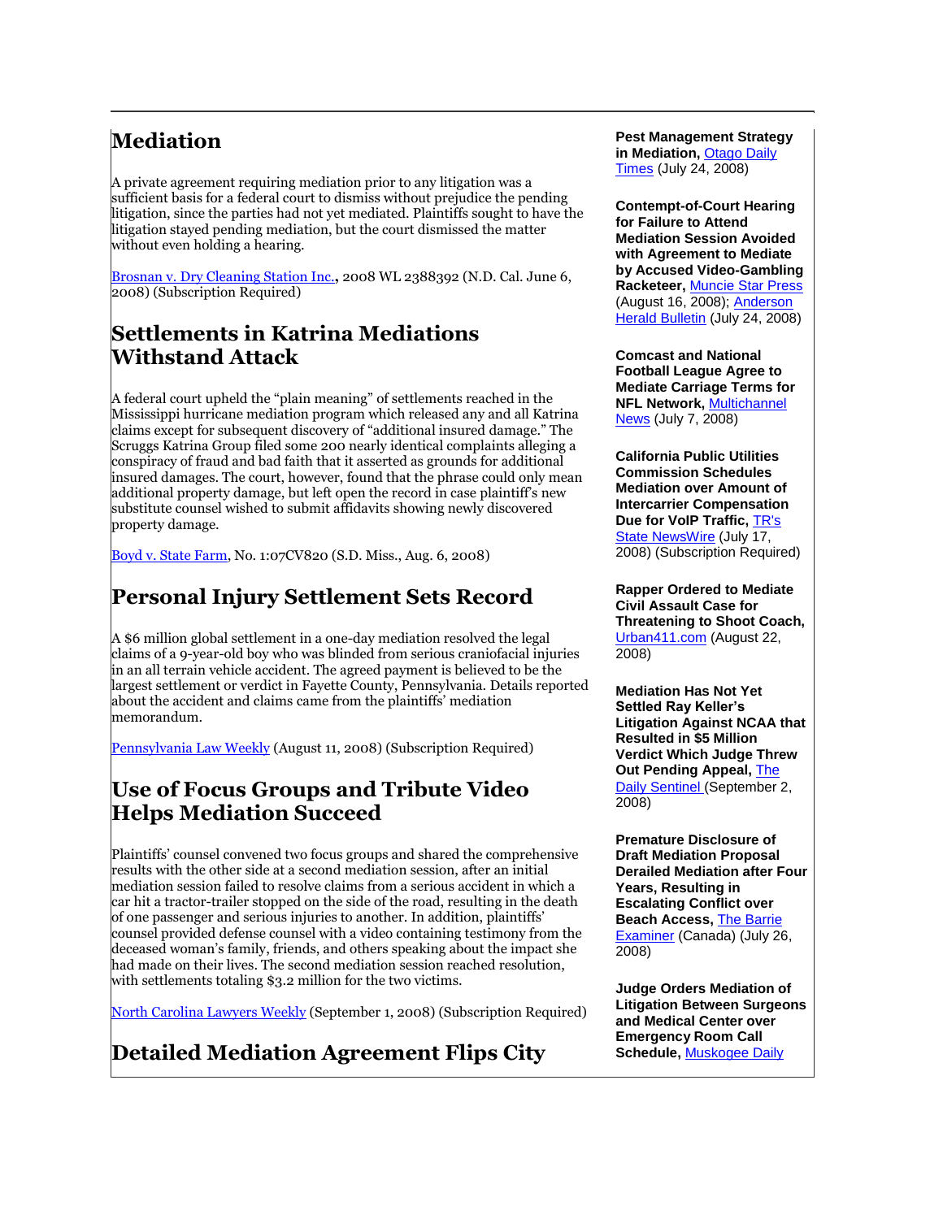# Mediation

A private agreement requiring mediation prior to any litigation was a sufficient basis for a federal court to dismiss without prejudice the pending litigation, since the parties had not yet mediated. Plaintiffs sought to have the litigation stayed pending mediation, but the court dismissed the matter without even holding a hearing.

[Brosnan v. Dry Cleaning Station Inc.](), 2008 WL 2388392 (N.D. Cal. June 6, 2008) (Subscription Required)

# Settlements in Katrina Mediations Withstand Attack

A federal court upheld the "plain meaning" of settlements reached in the Mississippi hurricane mediation program which released any and all Katrina claims except for subsequent discovery of "additional insured damage." The Scruggs Katrina Group filed some 200 nearly identical complaints alleging a conspiracy of fraud and bad faith that it asserted as grounds for additional insured damages. The court, however, found that the phrase could only mean additional property damage, but left open the record in case plaintiff's new substitute counsel wished to submit affidavits showing newly discovered property damage.

[Boyd v. State Farm](), No. 1:07CV820 (S.D. Miss., Aug. 6, 2008)

# Personal Injury Settlement Sets Record

A $6 million global settlement in a one-day mediation resolved the legal claims of a 9-year-old boy who was blinded from serious craniofacial injuries in an all terrain vehicle accident. The agreed payment is believed to be the largest settlement or verdict in Fayette County, Pennsylvania. Details reported about the accident and claims came from the plaintiffs' mediation memorandum.

[Pennsylvania Law Weekly]() (August 11, 2008) (Subscription Required)

# Use of Focus Groups and Tribute Video Helps Mediation Succeed

Plaintiffs' counsel convened two focus groups and shared the comprehensive results with the other side at a second mediation session, after an initial mediation session failed to resolve claims from a serious accident in which a car hit a tractor-trailer stopped on the side of the road, resulting in the death of one passenger and serious injuries to another. In addition, plaintiffs' counsel provided defense counsel with a video containing testimony from the deceased woman's family, friends, and others speaking about the impact she had made on their lives. The second mediation session reached resolution, with settlements totaling $3.2 million for the two victims.

[North Carolina Lawyers Weekly]() (September 1, 2008) (Subscription Required)

# Detailed Mediation Agreement Flips City

**Pest Management Strategy in Mediation,** [Otago Daily Times]() (July 24, 2008)

**Contempt-of-Court Hearing for Failure to Attend Mediation Session Avoided with Agreement to Mediate by Accused Video-Gambling Racketeer,** [Muncie Star Press]() (August 16, 2008); [Anderson Herald Bulletin]() (July 24, 2008)

**Comcast and National Football League Agree to Mediate Carriage Terms for NFL Network,** [Multichannel News]() (July 7, 2008)

**California Public Utilities Commission Schedules Mediation over Amount of Intercarrier Compensation Due for VoIP Traffic,** [TR's State NewsWire]() (July 17, 2008) (Subscription Required)

**Rapper Ordered to Mediate Civil Assault Case for Threatening to Shoot Coach,** [Urban411.com]() (August 22, 2008)

**Mediation Has Not Yet Settled Ray Keller's Litigation Against NCAA that Resulted in $5 Million Verdict Which Judge Threw Out Pending Appeal,** [The Daily Sentinel]() (September 2, 2008)

**Premature Disclosure of Draft Mediation Proposal Derailed Mediation after Four Years, Resulting in Escalating Conflict over Beach Access,** [The Barrie Examiner]() (Canada) (July 26, 2008)

**Judge Orders Mediation of Litigation Between Surgeons and Medical Center over Emergency Room Call Schedule,** [Muskogee Daily]()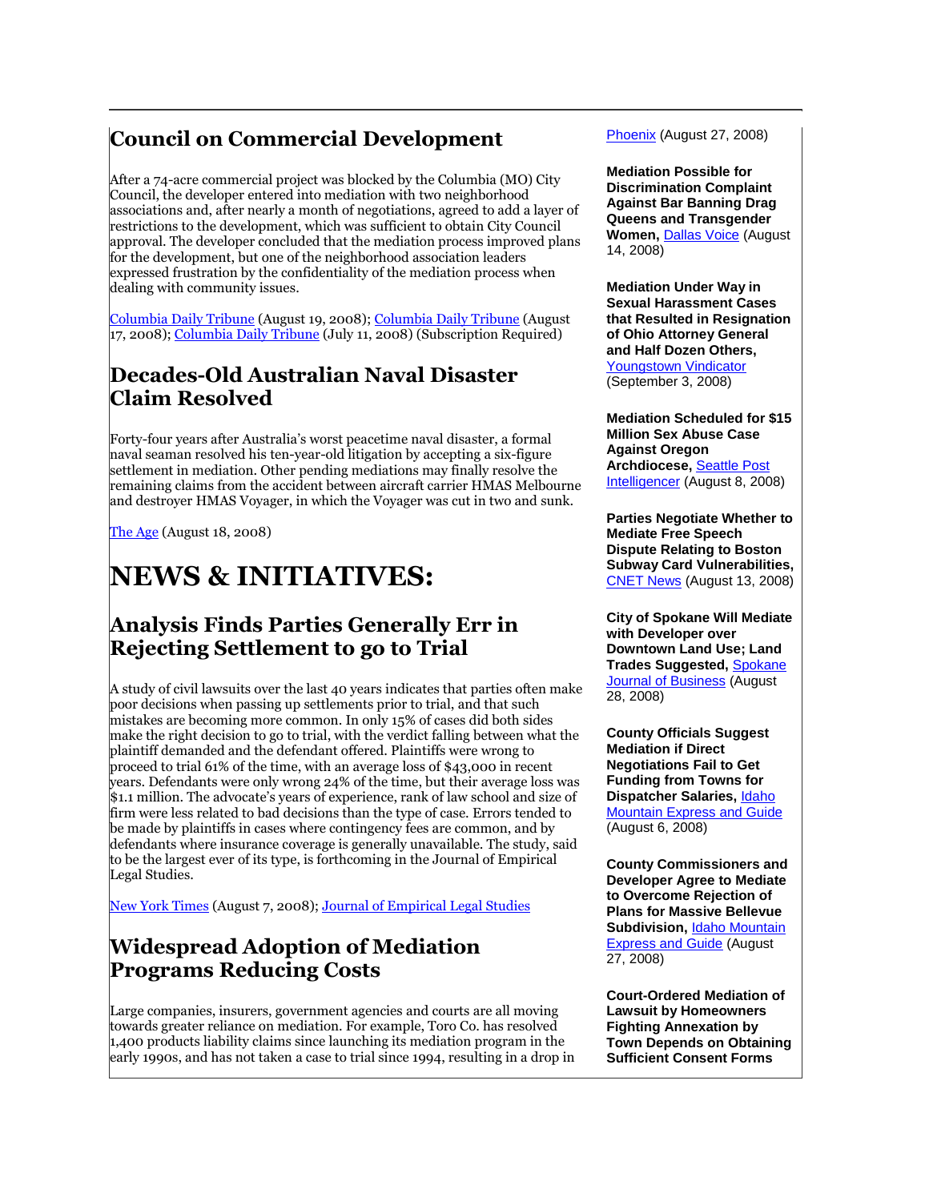## Council on Commercial Development

After a 74-acre commercial project was blocked by the Columbia (MO) City Council, the developer entered into mediation with two neighborhood associations and, after nearly a month of negotiations, agreed to add a layer of restrictions to the development, which was sufficient to obtain City Council approval. The developer concluded that the mediation process improved plans for the development, but one of the neighborhood association leaders expressed frustration by the confidentiality of the mediation process when dealing with community issues.

Columbia Daily Tribune (August 19, 2008); Columbia Daily Tribune (August 17, 2008); Columbia Daily Tribune (July 11, 2008) (Subscription Required)

## Decades-Old Australian Naval Disaster Claim Resolved

Forty-four years after Australia's worst peacetime naval disaster, a formal naval seaman resolved his ten-year-old litigation by accepting a six-figure settlement in mediation. Other pending mediations may finally resolve the remaining claims from the accident between aircraft carrier HMAS Melbourne and destroyer HMAS Voyager, in which the Voyager was cut in two and sunk.

The Age (August 18, 2008)

# NEWS & INITIATIVES:

## Analysis Finds Parties Generally Err in Rejecting Settlement to go to Trial

A study of civil lawsuits over the last 40 years indicates that parties often make poor decisions when passing up settlements prior to trial, and that such mistakes are becoming more common. In only 15% of cases did both sides make the right decision to go to trial, with the verdict falling between what the plaintiff demanded and the defendant offered. Plaintiffs were wrong to proceed to trial 61% of the time, with an average loss of $43,000 in recent years. Defendants were only wrong 24% of the time, but their average loss was $1.1 million. The advocate's years of experience, rank of law school and size of firm were less related to bad decisions than the type of case. Errors tended to be made by plaintiffs in cases where contingency fees are common, and by defendants where insurance coverage is generally unavailable. The study, said to be the largest ever of its type, is forthcoming in the Journal of Empirical Legal Studies.

New York Times (August 7, 2008); Journal of Empirical Legal Studies

## Widespread Adoption of Mediation Programs Reducing Costs

Large companies, insurers, government agencies and courts are all moving towards greater reliance on mediation. For example, Toro Co. has resolved 1,400 products liability claims since launching its mediation program in the early 1990s, and has not taken a case to trial since 1994, resulting in a drop in

Phoenix (August 27, 2008)

**Mediation Possible for Discrimination Complaint Against Bar Banning Drag Queens and Transgender Women,** Dallas Voice (August 14, 2008)

**Mediation Under Way in Sexual Harassment Cases that Resulted in Resignation of Ohio Attorney General and Half Dozen Others,** Youngstown Vindicator (September 3, 2008)

**Mediation Scheduled for $15 Million Sex Abuse Case Against Oregon Archdiocese,** Seattle Post Intelligencer (August 8, 2008)

**Parties Negotiate Whether to Mediate Free Speech Dispute Relating to Boston Subway Card Vulnerabilities,** CNET News (August 13, 2008)

**City of Spokane Will Mediate with Developer over Downtown Land Use; Land Trades Suggested,** Spokane Journal of Business (August 28, 2008)

**County Officials Suggest Mediation if Direct Negotiations Fail to Get Funding from Towns for Dispatcher Salaries,** Idaho Mountain Express and Guide (August 6, 2008)

**County Commissioners and Developer Agree to Mediate to Overcome Rejection of Plans for Massive Bellevue Subdivision,** Idaho Mountain Express and Guide (August 27, 2008)

**Court-Ordered Mediation of Lawsuit by Homeowners Fighting Annexation by Town Depends on Obtaining Sufficient Consent Forms**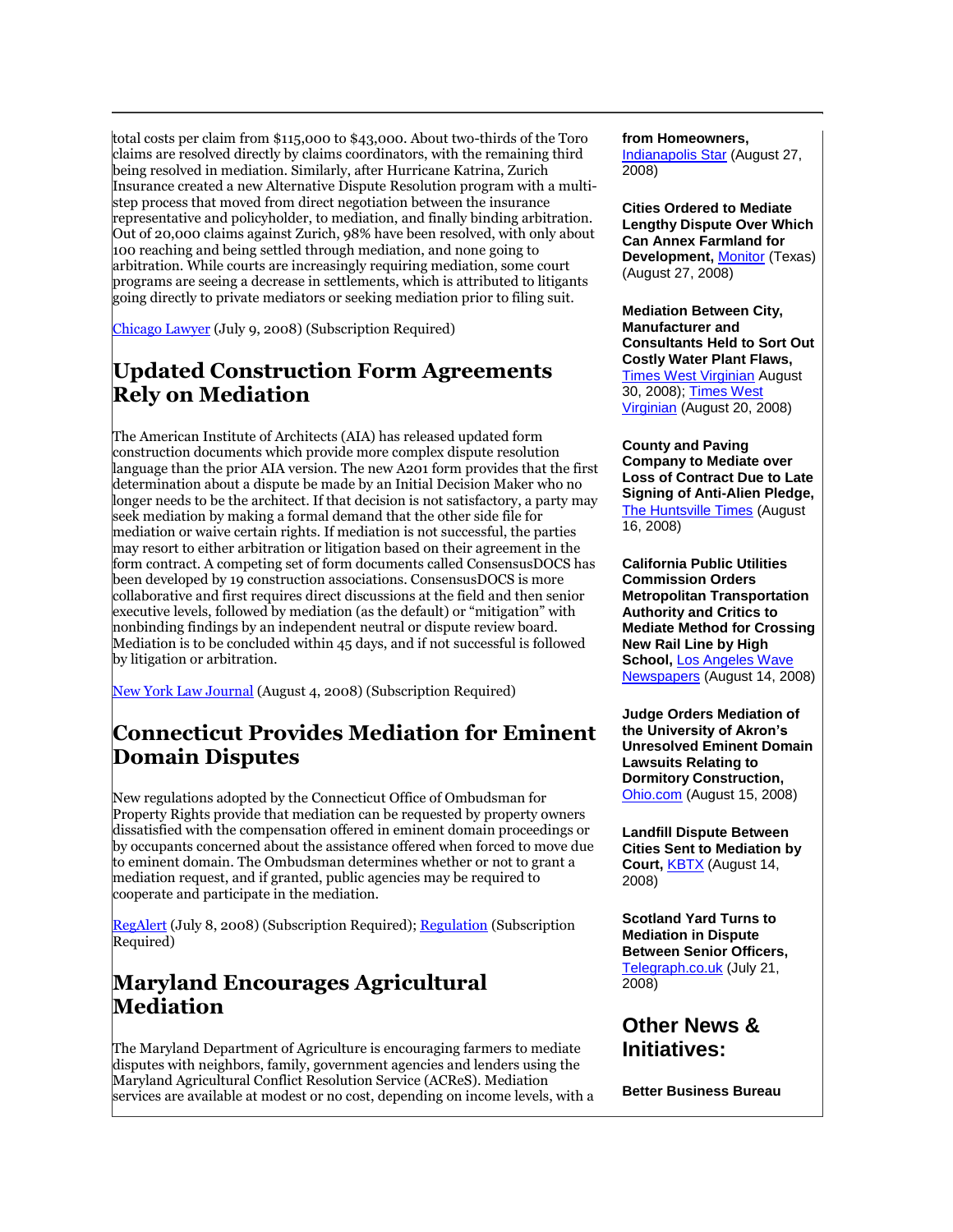total costs per claim from $115,000 to $43,000. About two-thirds of the Toro claims are resolved directly by claims coordinators, with the remaining third being resolved in mediation. Similarly, after Hurricane Katrina, Zurich Insurance created a new Alternative Dispute Resolution program with a multi-step process that moved from direct negotiation between the insurance representative and policyholder, to mediation, and finally binding arbitration. Out of 20,000 claims against Zurich, 98% have been resolved, with only about 100 reaching and being settled through mediation, and none going to arbitration. While courts are increasingly requiring mediation, some court programs are seeing a decrease in settlements, which is attributed to litigants going directly to private mediators or seeking mediation prior to filing suit.

Chicago Lawyer (July 9, 2008) (Subscription Required)

## Updated Construction Form Agreements Rely on Mediation

The American Institute of Architects (AIA) has released updated form construction documents which provide more complex dispute resolution language than the prior AIA version. The new A201 form provides that the first determination about a dispute be made by an Initial Decision Maker who no longer needs to be the architect. If that decision is not satisfactory, a party may seek mediation by making a formal demand that the other side file for mediation or waive certain rights. If mediation is not successful, the parties may resort to either arbitration or litigation based on their agreement in the form contract. A competing set of form documents called ConsensusDOCS has been developed by 19 construction associations. ConsensusDOCS is more collaborative and first requires direct discussions at the field and then senior executive levels, followed by mediation (as the default) or "mitigation" with nonbinding findings by an independent neutral or dispute review board. Mediation is to be concluded within 45 days, and if not successful is followed by litigation or arbitration.

New York Law Journal (August 4, 2008) (Subscription Required)

## Connecticut Provides Mediation for Eminent Domain Disputes

New regulations adopted by the Connecticut Office of Ombudsman for Property Rights provide that mediation can be requested by property owners dissatisfied with the compensation offered in eminent domain proceedings or by occupants concerned about the assistance offered when forced to move due to eminent domain. The Ombudsman determines whether or not to grant a mediation request, and if granted, public agencies may be required to cooperate and participate in the mediation.

RegAlert (July 8, 2008) (Subscription Required); Regulation (Subscription Required)

## Maryland Encourages Agricultural Mediation

The Maryland Department of Agriculture is encouraging farmers to mediate disputes with neighbors, family, government agencies and lenders using the Maryland Agricultural Conflict Resolution Service (ACReS). Mediation services are available at modest or no cost, depending on income levels, with a

**from Homeowners,** Indianapolis Star (August 27, 2008)

**Cities Ordered to Mediate Lengthy Dispute Over Which Can Annex Farmland for Development,** Monitor (Texas) (August 27, 2008)

**Mediation Between City, Manufacturer and Consultants Held to Sort Out Costly Water Plant Flaws,** Times West Virginian August 30, 2008); Times West Virginian (August 20, 2008)

**County and Paving Company to Mediate over Loss of Contract Due to Late Signing of Anti-Alien Pledge,** The Huntsville Times (August 16, 2008)

**California Public Utilities Commission Orders Metropolitan Transportation Authority and Critics to Mediate Method for Crossing New Rail Line by High School,** Los Angeles Wave Newspapers (August 14, 2008)

**Judge Orders Mediation of the University of Akron's Unresolved Eminent Domain Lawsuits Relating to Dormitory Construction,** Ohio.com (August 15, 2008)

**Landfill Dispute Between Cities Sent to Mediation by Court,** KBTX (August 14, 2008)

**Scotland Yard Turns to Mediation in Dispute Between Senior Officers,** Telegraph.co.uk (July 21, 2008)

## Other News & Initiatives:

**Better Business Bureau**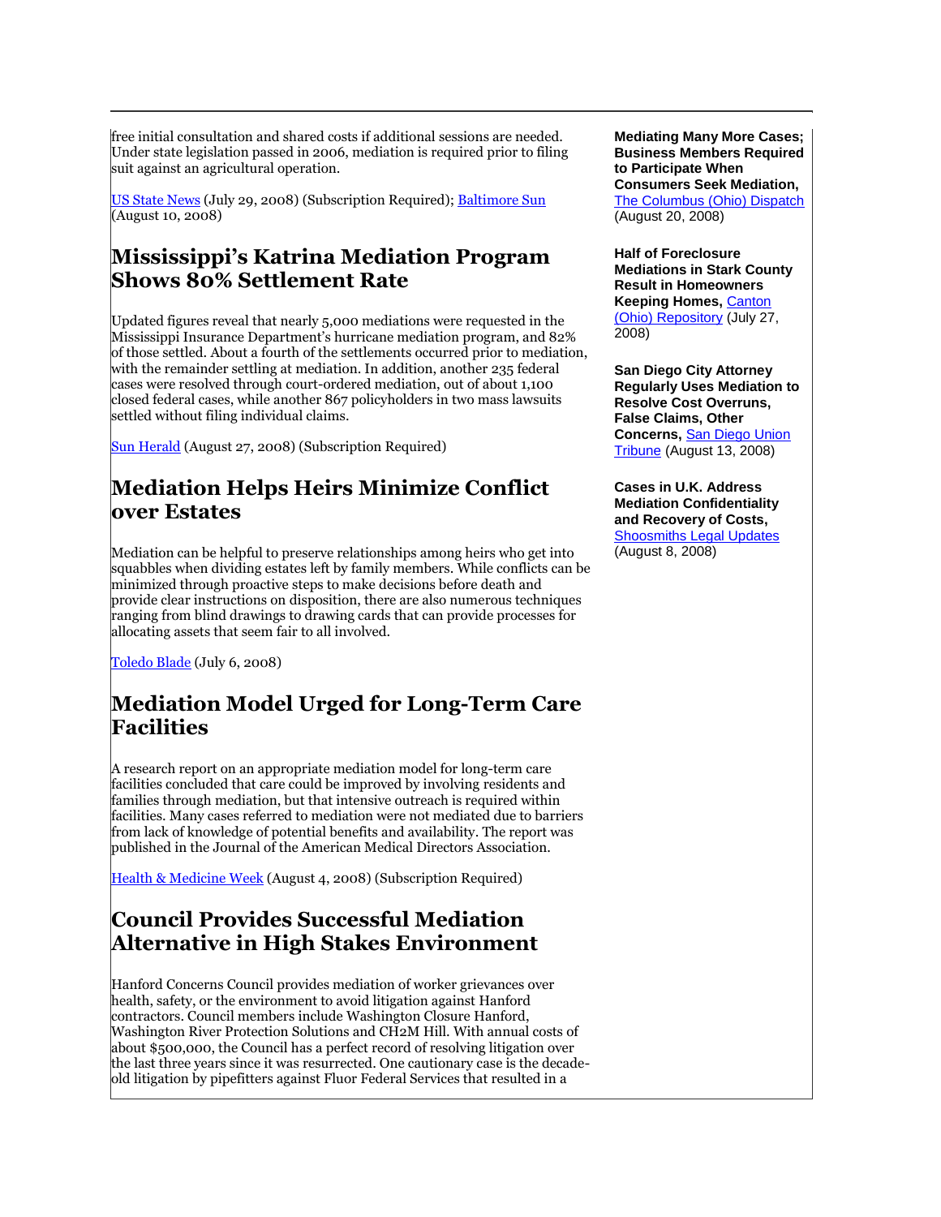free initial consultation and shared costs if additional sessions are needed. Under state legislation passed in 2006, mediation is required prior to filing suit against an agricultural operation.

US State News (July 29, 2008) (Subscription Required); Baltimore Sun (August 10, 2008)

## Mississippi's Katrina Mediation Program Shows 80% Settlement Rate

Updated figures reveal that nearly 5,000 mediations were requested in the Mississippi Insurance Department's hurricane mediation program, and 82% of those settled. About a fourth of the settlements occurred prior to mediation, with the remainder settling at mediation. In addition, another 235 federal cases were resolved through court-ordered mediation, out of about 1,100 closed federal cases, while another 867 policyholders in two mass lawsuits settled without filing individual claims.

Sun Herald (August 27, 2008) (Subscription Required)

## Mediation Helps Heirs Minimize Conflict over Estates

Mediation can be helpful to preserve relationships among heirs who get into squabbles when dividing estates left by family members. While conflicts can be minimized through proactive steps to make decisions before death and provide clear instructions on disposition, there are also numerous techniques ranging from blind drawings to drawing cards that can provide processes for allocating assets that seem fair to all involved.

Toledo Blade (July 6, 2008)

## Mediation Model Urged for Long-Term Care Facilities

A research report on an appropriate mediation model for long-term care facilities concluded that care could be improved by involving residents and families through mediation, but that intensive outreach is required within facilities. Many cases referred to mediation were not mediated due to barriers from lack of knowledge of potential benefits and availability. The report was published in the Journal of the American Medical Directors Association.

Health & Medicine Week (August 4, 2008) (Subscription Required)

## Council Provides Successful Mediation Alternative in High Stakes Environment

Hanford Concerns Council provides mediation of worker grievances over health, safety, or the environment to avoid litigation against Hanford contractors. Council members include Washington Closure Hanford, Washington River Protection Solutions and CH2M Hill. With annual costs of about $500,000, the Council has a perfect record of resolving litigation over the last three years since it was resurrected. One cautionary case is the decade-old litigation by pipefitters against Fluor Federal Services that resulted in a

**Mediating Many More Cases; Business Members Required to Participate When Consumers Seek Mediation,** The Columbus (Ohio) Dispatch (August 20, 2008)

**Half of Foreclosure Mediations in Stark County Result in Homeowners Keeping Homes,** Canton (Ohio) Repository (July 27, 2008)

**San Diego City Attorney Regularly Uses Mediation to Resolve Cost Overruns, False Claims, Other Concerns,** San Diego Union Tribune (August 13, 2008)

**Cases in U.K. Address Mediation Confidentiality and Recovery of Costs,** Shoosmiths Legal Updates (August 8, 2008)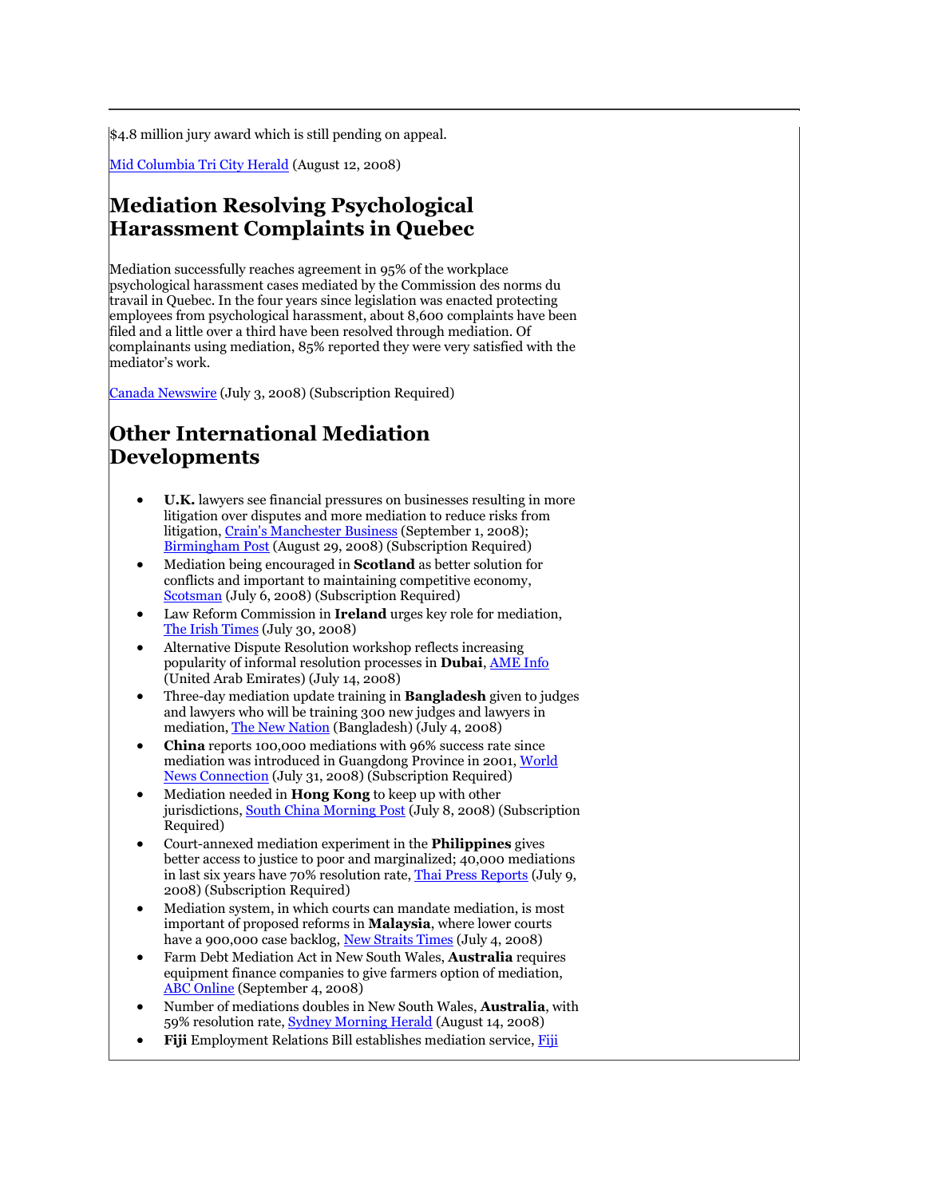$4.8 million jury award which is still pending on appeal.

Mid Columbia Tri City Herald (August 12, 2008)

## Mediation Resolving Psychological Harassment Complaints in Quebec

Mediation successfully reaches agreement in 95% of the workplace psychological harassment cases mediated by the Commission des norms du travail in Quebec. In the four years since legislation was enacted protecting employees from psychological harassment, about 8,600 complaints have been filed and a little over a third have been resolved through mediation. Of complainants using mediation, 85% reported they were very satisfied with the mediator's work.

Canada Newswire (July 3, 2008) (Subscription Required)

## Other International Mediation Developments

- **U.K.** lawyers see financial pressures on businesses resulting in more litigation over disputes and more mediation to reduce risks from litigation, Crain's Manchester Business (September 1, 2008); Birmingham Post (August 29, 2008) (Subscription Required)
- Mediation being encouraged in **Scotland** as better solution for conflicts and important to maintaining competitive economy, Scotsman (July 6, 2008) (Subscription Required)
- Law Reform Commission in **Ireland** urges key role for mediation, The Irish Times (July 30, 2008)
- Alternative Dispute Resolution workshop reflects increasing popularity of informal resolution processes in **Dubai**, AME Info (United Arab Emirates) (July 14, 2008)
- Three-day mediation update training in **Bangladesh** given to judges and lawyers who will be training 300 new judges and lawyers in mediation, The New Nation (Bangladesh) (July 4, 2008)
- **China** reports 100,000 mediations with 96% success rate since mediation was introduced in Guangdong Province in 2001, World News Connection (July 31, 2008) (Subscription Required)
- Mediation needed in **Hong Kong** to keep up with other jurisdictions, South China Morning Post (July 8, 2008) (Subscription Required)
- Court-annexed mediation experiment in the **Philippines** gives better access to justice to poor and marginalized; 40,000 mediations in last six years have 70% resolution rate, Thai Press Reports (July 9, 2008) (Subscription Required)
- Mediation system, in which courts can mandate mediation, is most important of proposed reforms in **Malaysia**, where lower courts have a 900,000 case backlog, New Straits Times (July 4, 2008)
- Farm Debt Mediation Act in New South Wales, **Australia** requires equipment finance companies to give farmers option of mediation, ABC Online (September 4, 2008)
- Number of mediations doubles in New South Wales, **Australia**, with 59% resolution rate, Sydney Morning Herald (August 14, 2008)
- **Fiji** Employment Relations Bill establishes mediation service, Fiji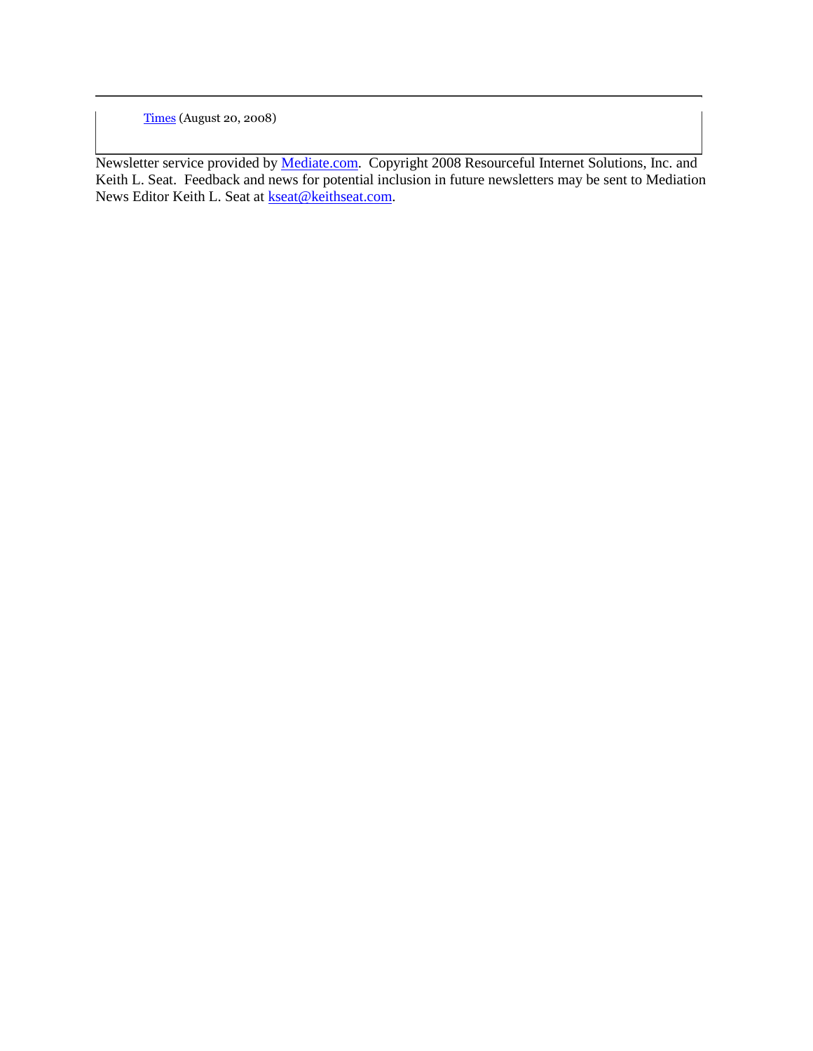Times (August 20, 2008)

Newsletter service provided by Mediate.com. Copyright 2008 Resourceful Internet Solutions, Inc. and Keith L. Seat. Feedback and news for potential inclusion in future newsletters may be sent to Mediation News Editor Keith L. Seat at kseat@keithseat.com.